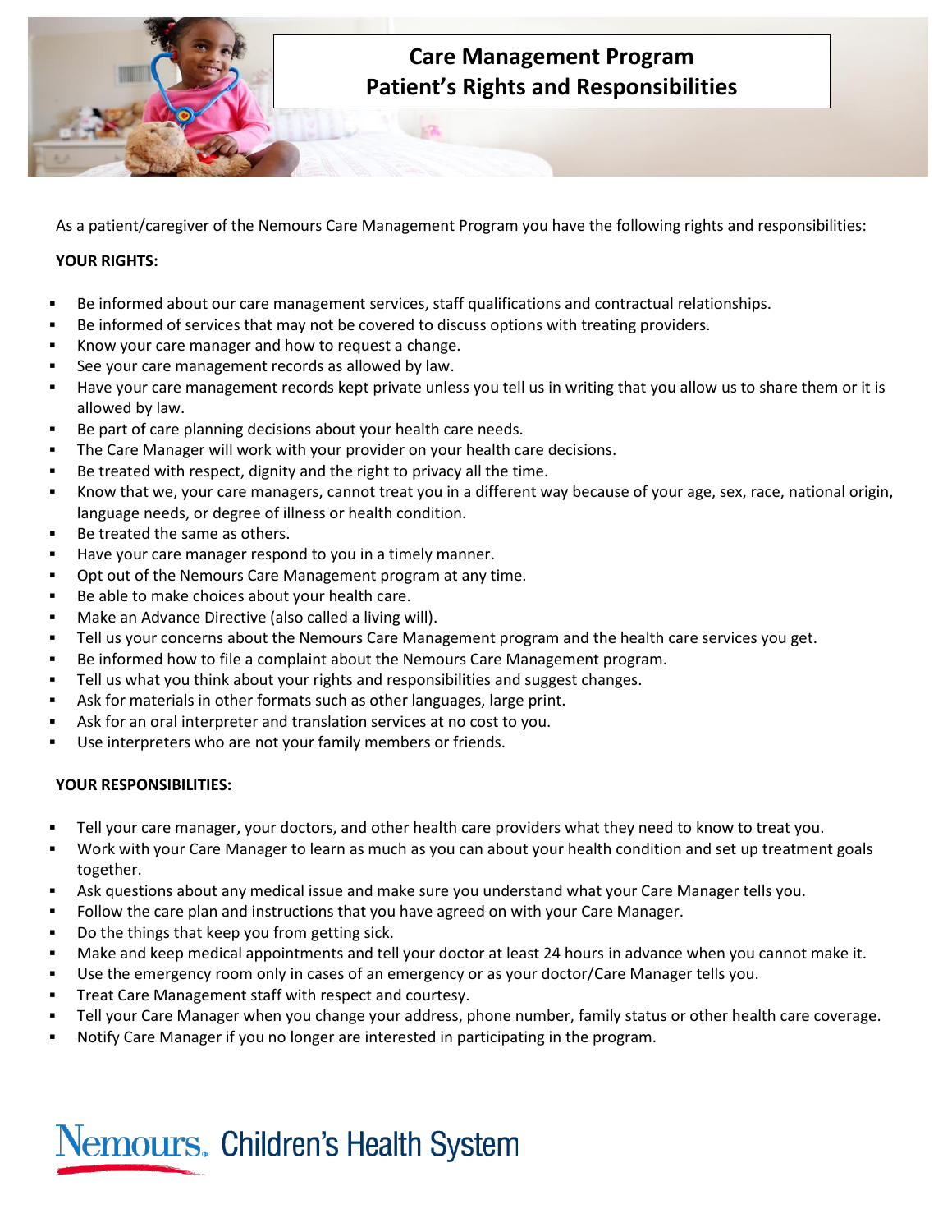# Care Management Program
# Patient's Rights and Responsibilities

As a patient/caregiver of the Nemours Care Management Program you have the following rights and responsibilities:

## YOUR RIGHTS:

- Be informed about our care management services, staff qualifications and contractual relationships.
- Be informed of services that may not be covered to discuss options with treating providers.
- Know your care manager and how to request a change.
- See your care management records as allowed by law.
- Have your care management records kept private unless you tell us in writing that you allow us to share them or it is allowed by law.
- Be part of care planning decisions about your health care needs.
- The Care Manager will work with your provider on your health care decisions.
- Be treated with respect, dignity and the right to privacy all the time.
- Know that we, your care managers, cannot treat you in a different way because of your age, sex, race, national origin, language needs, or degree of illness or health condition.
- Be treated the same as others.
- Have your care manager respond to you in a timely manner.
- Opt out of the Nemours Care Management program at any time.
- Be able to make choices about your health care.
- Make an Advance Directive (also called a living will).
- Tell us your concerns about the Nemours Care Management program and the health care services you get.
- Be informed how to file a complaint about the Nemours Care Management program.
- Tell us what you think about your rights and responsibilities and suggest changes.
- Ask for materials in other formats such as other languages, large print.
- Ask for an oral interpreter and translation services at no cost to you.
- Use interpreters who are not your family members or friends.

## YOUR RESPONSIBILITIES:

- Tell your care manager, your doctors, and other health care providers what they need to know to treat you.
- Work with your Care Manager to learn as much as you can about your health condition and set up treatment goals together.
- Ask questions about any medical issue and make sure you understand what your Care Manager tells you.
- Follow the care plan and instructions that you have agreed on with your Care Manager.
- Do the things that keep you from getting sick.
- Make and keep medical appointments and tell your doctor at least 24 hours in advance when you cannot make it.
- Use the emergency room only in cases of an emergency or as your doctor/Care Manager tells you.
- Treat Care Management staff with respect and courtesy.
- Tell your Care Manager when you change your address, phone number, family status or other health care coverage.
- Notify Care Manager if you no longer are interested in participating in the program.

Nemours. Children's Health System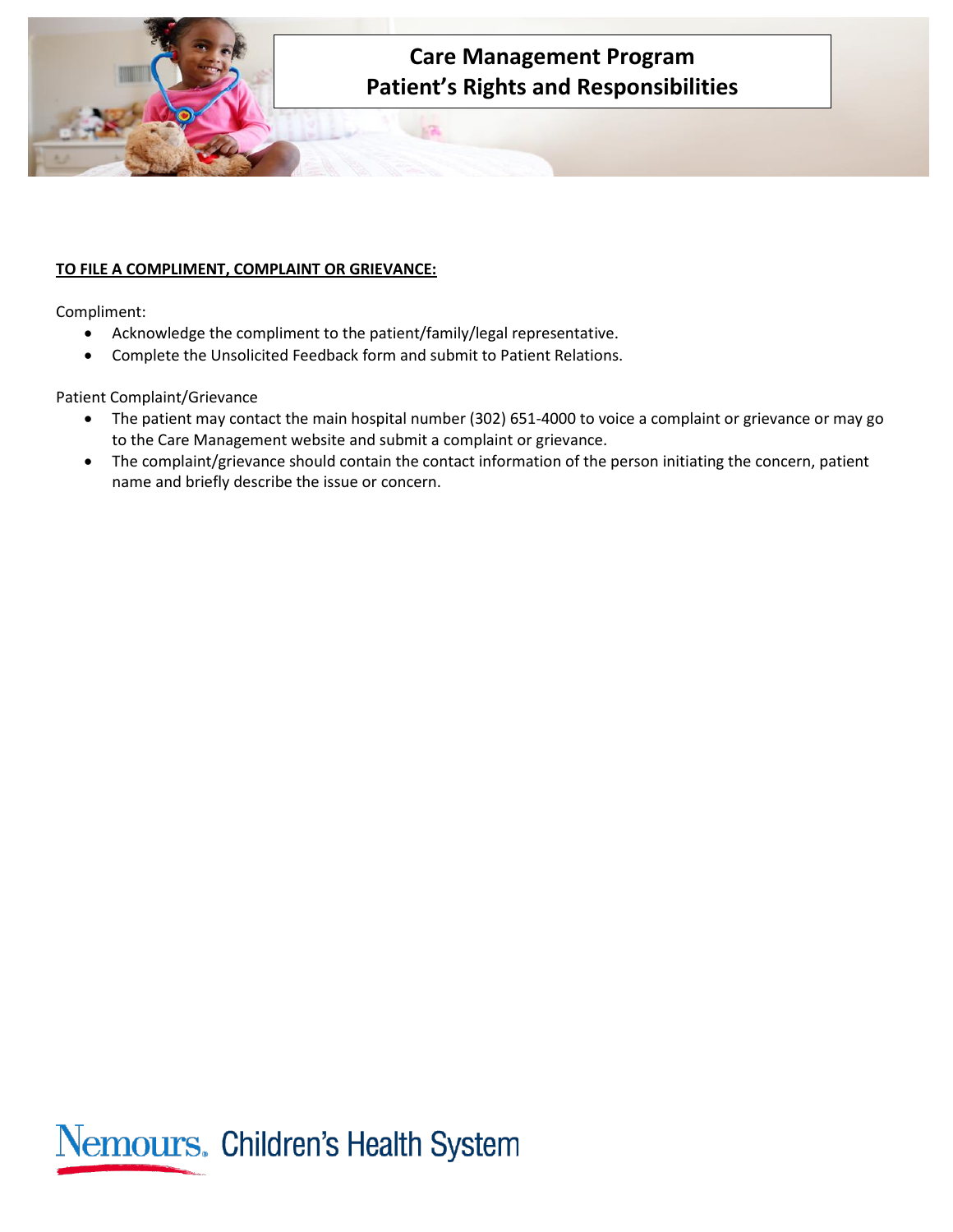# Care Management Program
# Patient's Rights and Responsibilities

**TO FILE A COMPLIMENT, COMPLAINT OR GRIEVANCE:**

Compliment:

- Acknowledge the compliment to the patient/family/legal representative.
- Complete the Unsolicited Feedback form and submit to Patient Relations.

Patient Complaint/Grievance

- The patient may contact the main hospital number (302) 651-4000 to voice a complaint or grievance or may go to the Care Management website and submit a complaint or grievance.
- The complaint/grievance should contain the contact information of the person initiating the concern, patient name and briefly describe the issue or concern.

Nemours. Children's Health System